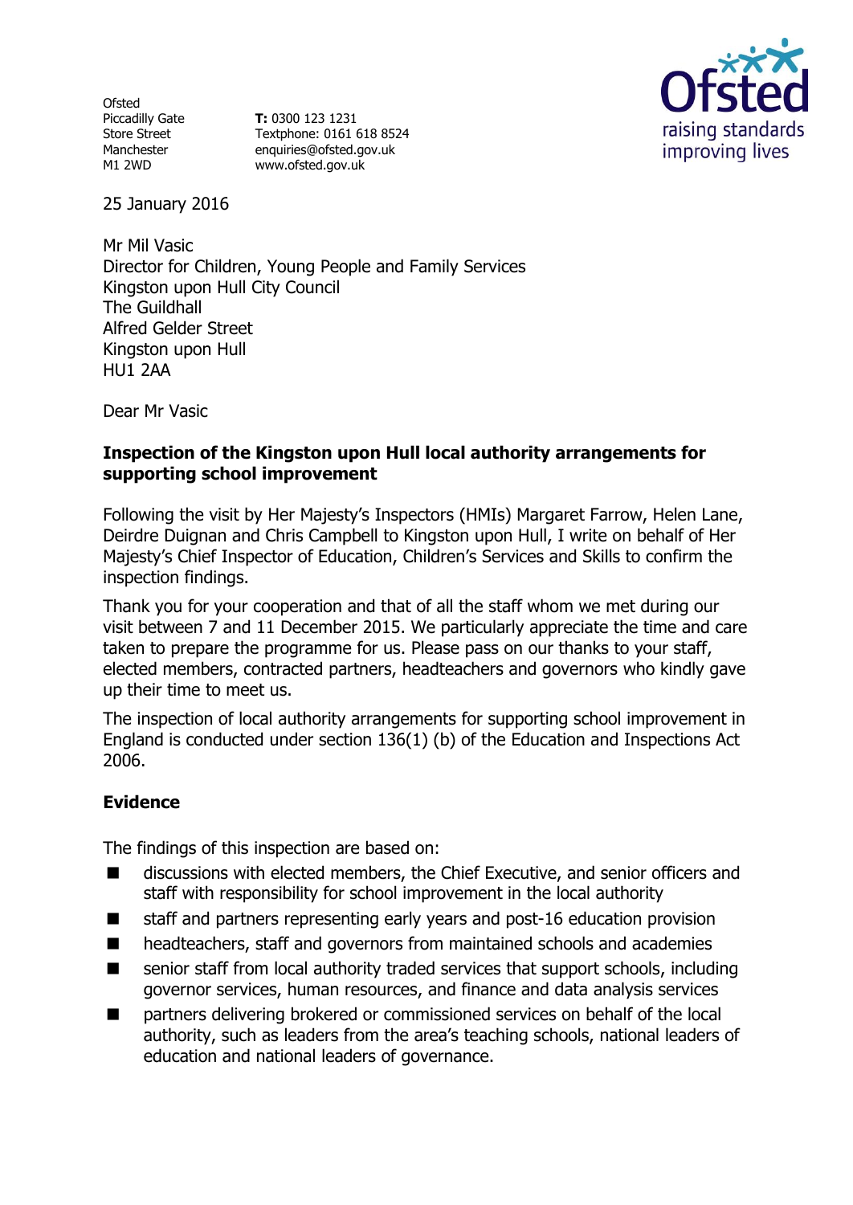Ofsted
Piccadilly Gate
Store Street
Manchester
M1 2WD

**T:** 0300 123 1231
Textphone: 0161 618 8524
enquiries@ofsted.gov.uk
www.ofsted.gov.uk

25 January 2016

Mr Mil Vasic
Director for Children, Young People and Family Services
Kingston upon Hull City Council
The Guildhall
Alfred Gelder Street
Kingston upon Hull
HU1 2AA

Dear Mr Vasic

**Inspection of the Kingston upon Hull local authority arrangements for supporting school improvement**

Following the visit by Her Majesty's Inspectors (HMIs) Margaret Farrow, Helen Lane, Deirdre Duignan and Chris Campbell to Kingston upon Hull, I write on behalf of Her Majesty's Chief Inspector of Education, Children's Services and Skills to confirm the inspection findings.

Thank you for your cooperation and that of all the staff whom we met during our visit between 7 and 11 December 2015. We particularly appreciate the time and care taken to prepare the programme for us. Please pass on our thanks to your staff, elected members, contracted partners, headteachers and governors who kindly gave up their time to meet us.

The inspection of local authority arrangements for supporting school improvement in England is conducted under section 136(1) (b) of the Education and Inspections Act 2006.

## Evidence

The findings of this inspection are based on:

- discussions with elected members, the Chief Executive, and senior officers and staff with responsibility for school improvement in the local authority
- staff and partners representing early years and post-16 education provision
- headteachers, staff and governors from maintained schools and academies
- senior staff from local authority traded services that support schools, including governor services, human resources, and finance and data analysis services
- partners delivering brokered or commissioned services on behalf of the local authority, such as leaders from the area's teaching schools, national leaders of education and national leaders of governance.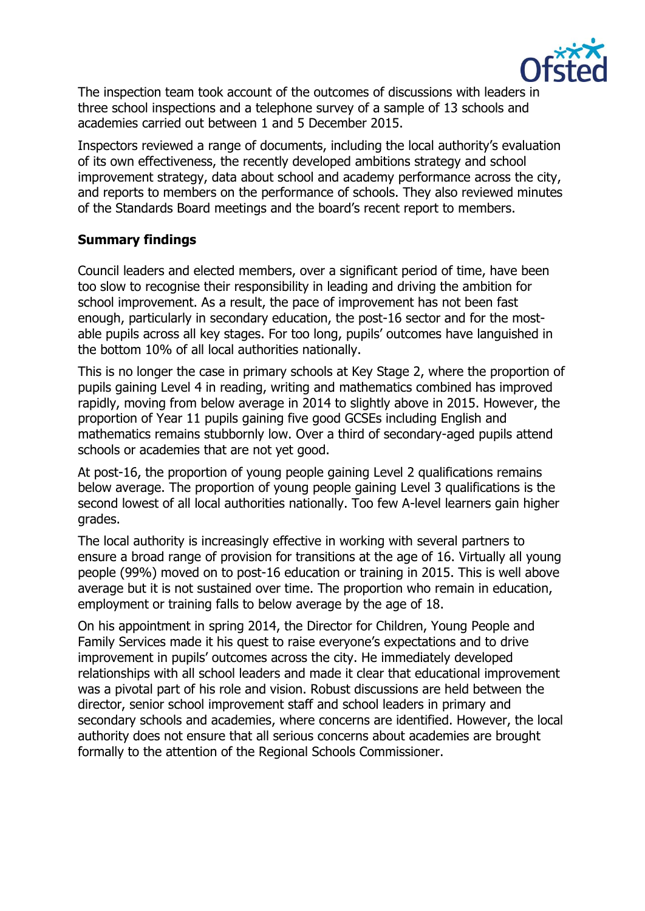The inspection team took account of the outcomes of discussions with leaders in three school inspections and a telephone survey of a sample of 13 schools and academies carried out between 1 and 5 December 2015.

Inspectors reviewed a range of documents, including the local authority's evaluation of its own effectiveness, the recently developed ambitions strategy and school improvement strategy, data about school and academy performance across the city, and reports to members on the performance of schools. They also reviewed minutes of the Standards Board meetings and the board's recent report to members.

## Summary findings

Council leaders and elected members, over a significant period of time, have been too slow to recognise their responsibility in leading and driving the ambition for school improvement. As a result, the pace of improvement has not been fast enough, particularly in secondary education, the post-16 sector and for the most-able pupils across all key stages. For too long, pupils' outcomes have languished in the bottom 10% of all local authorities nationally.

This is no longer the case in primary schools at Key Stage 2, where the proportion of pupils gaining Level 4 in reading, writing and mathematics combined has improved rapidly, moving from below average in 2014 to slightly above in 2015. However, the proportion of Year 11 pupils gaining five good GCSEs including English and mathematics remains stubbornly low. Over a third of secondary-aged pupils attend schools or academies that are not yet good.

At post-16, the proportion of young people gaining Level 2 qualifications remains below average. The proportion of young people gaining Level 3 qualifications is the second lowest of all local authorities nationally. Too few A-level learners gain higher grades.

The local authority is increasingly effective in working with several partners to ensure a broad range of provision for transitions at the age of 16. Virtually all young people (99%) moved on to post-16 education or training in 2015. This is well above average but it is not sustained over time. The proportion who remain in education, employment or training falls to below average by the age of 18.

On his appointment in spring 2014, the Director for Children, Young People and Family Services made it his quest to raise everyone's expectations and to drive improvement in pupils' outcomes across the city. He immediately developed relationships with all school leaders and made it clear that educational improvement was a pivotal part of his role and vision. Robust discussions are held between the director, senior school improvement staff and school leaders in primary and secondary schools and academies, where concerns are identified. However, the local authority does not ensure that all serious concerns about academies are brought formally to the attention of the Regional Schools Commissioner.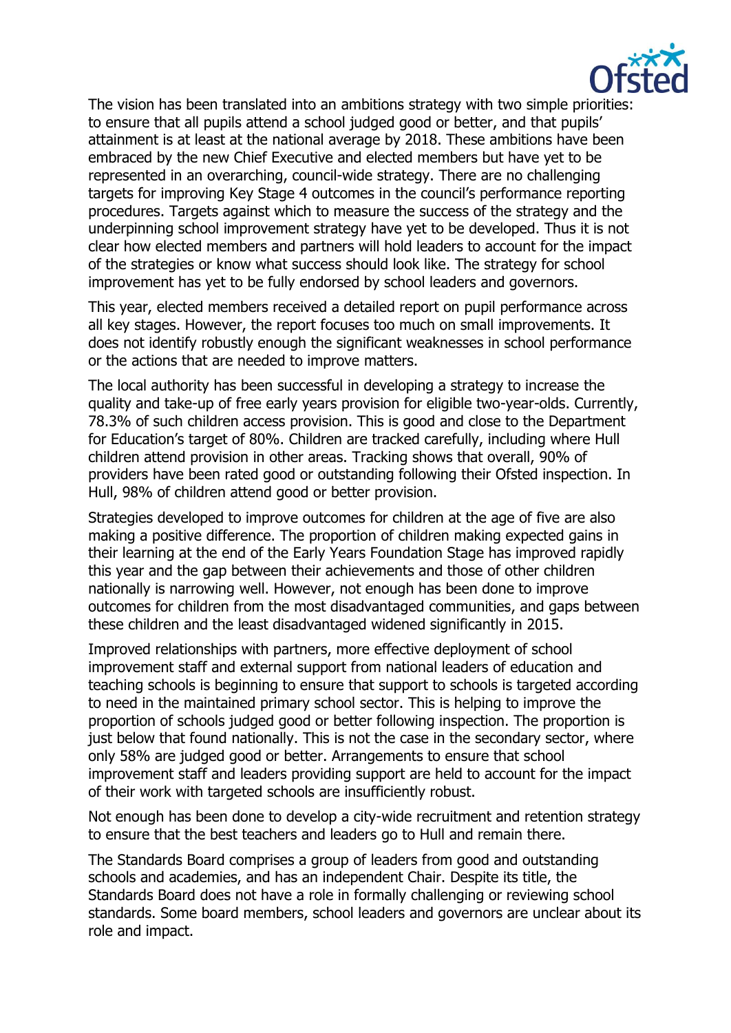The vision has been translated into an ambitions strategy with two simple priorities: to ensure that all pupils attend a school judged good or better, and that pupils' attainment is at least at the national average by 2018. These ambitions have been embraced by the new Chief Executive and elected members but have yet to be represented in an overarching, council-wide strategy. There are no challenging targets for improving Key Stage 4 outcomes in the council's performance reporting procedures. Targets against which to measure the success of the strategy and the underpinning school improvement strategy have yet to be developed. Thus it is not clear how elected members and partners will hold leaders to account for the impact of the strategies or know what success should look like. The strategy for school improvement has yet to be fully endorsed by school leaders and governors.

This year, elected members received a detailed report on pupil performance across all key stages. However, the report focuses too much on small improvements. It does not identify robustly enough the significant weaknesses in school performance or the actions that are needed to improve matters.

The local authority has been successful in developing a strategy to increase the quality and take-up of free early years provision for eligible two-year-olds. Currently, 78.3% of such children access provision. This is good and close to the Department for Education's target of 80%. Children are tracked carefully, including where Hull children attend provision in other areas. Tracking shows that overall, 90% of providers have been rated good or outstanding following their Ofsted inspection. In Hull, 98% of children attend good or better provision.

Strategies developed to improve outcomes for children at the age of five are also making a positive difference. The proportion of children making expected gains in their learning at the end of the Early Years Foundation Stage has improved rapidly this year and the gap between their achievements and those of other children nationally is narrowing well. However, not enough has been done to improve outcomes for children from the most disadvantaged communities, and gaps between these children and the least disadvantaged widened significantly in 2015.

Improved relationships with partners, more effective deployment of school improvement staff and external support from national leaders of education and teaching schools is beginning to ensure that support to schools is targeted according to need in the maintained primary school sector. This is helping to improve the proportion of schools judged good or better following inspection. The proportion is just below that found nationally. This is not the case in the secondary sector, where only 58% are judged good or better. Arrangements to ensure that school improvement staff and leaders providing support are held to account for the impact of their work with targeted schools are insufficiently robust.

Not enough has been done to develop a city-wide recruitment and retention strategy to ensure that the best teachers and leaders go to Hull and remain there.

The Standards Board comprises a group of leaders from good and outstanding schools and academies, and has an independent Chair. Despite its title, the Standards Board does not have a role in formally challenging or reviewing school standards. Some board members, school leaders and governors are unclear about its role and impact.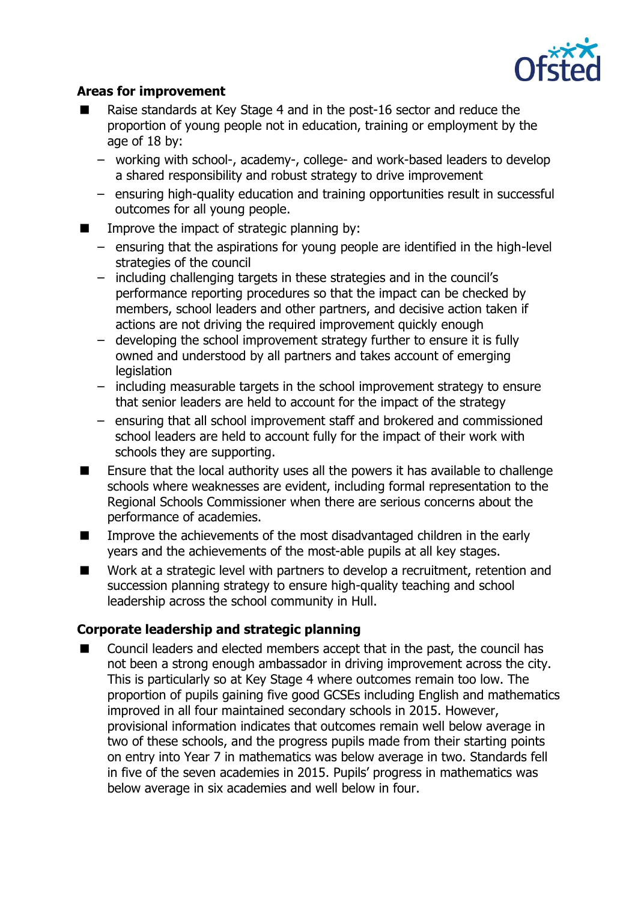## Areas for improvement

- Raise standards at Key Stage 4 and in the post-16 sector and reduce the proportion of young people not in education, training or employment by the age of 18 by:
  - working with school-, academy-, college- and work-based leaders to develop a shared responsibility and robust strategy to drive improvement
  - ensuring high-quality education and training opportunities result in successful outcomes for all young people.
- Improve the impact of strategic planning by:
  - ensuring that the aspirations for young people are identified in the high-level strategies of the council
  - including challenging targets in these strategies and in the council's performance reporting procedures so that the impact can be checked by members, school leaders and other partners, and decisive action taken if actions are not driving the required improvement quickly enough
  - developing the school improvement strategy further to ensure it is fully owned and understood by all partners and takes account of emerging legislation
  - including measurable targets in the school improvement strategy to ensure that senior leaders are held to account for the impact of the strategy
  - ensuring that all school improvement staff and brokered and commissioned school leaders are held to account fully for the impact of their work with schools they are supporting.
- Ensure that the local authority uses all the powers it has available to challenge schools where weaknesses are evident, including formal representation to the Regional Schools Commissioner when there are serious concerns about the performance of academies.
- Improve the achievements of the most disadvantaged children in the early years and the achievements of the most-able pupils at all key stages.
- Work at a strategic level with partners to develop a recruitment, retention and succession planning strategy to ensure high-quality teaching and school leadership across the school community in Hull.

## Corporate leadership and strategic planning

- Council leaders and elected members accept that in the past, the council has not been a strong enough ambassador in driving improvement across the city. This is particularly so at Key Stage 4 where outcomes remain too low. The proportion of pupils gaining five good GCSEs including English and mathematics improved in all four maintained secondary schools in 2015. However, provisional information indicates that outcomes remain well below average in two of these schools, and the progress pupils made from their starting points on entry into Year 7 in mathematics was below average in two. Standards fell in five of the seven academies in 2015. Pupils' progress in mathematics was below average in six academies and well below in four.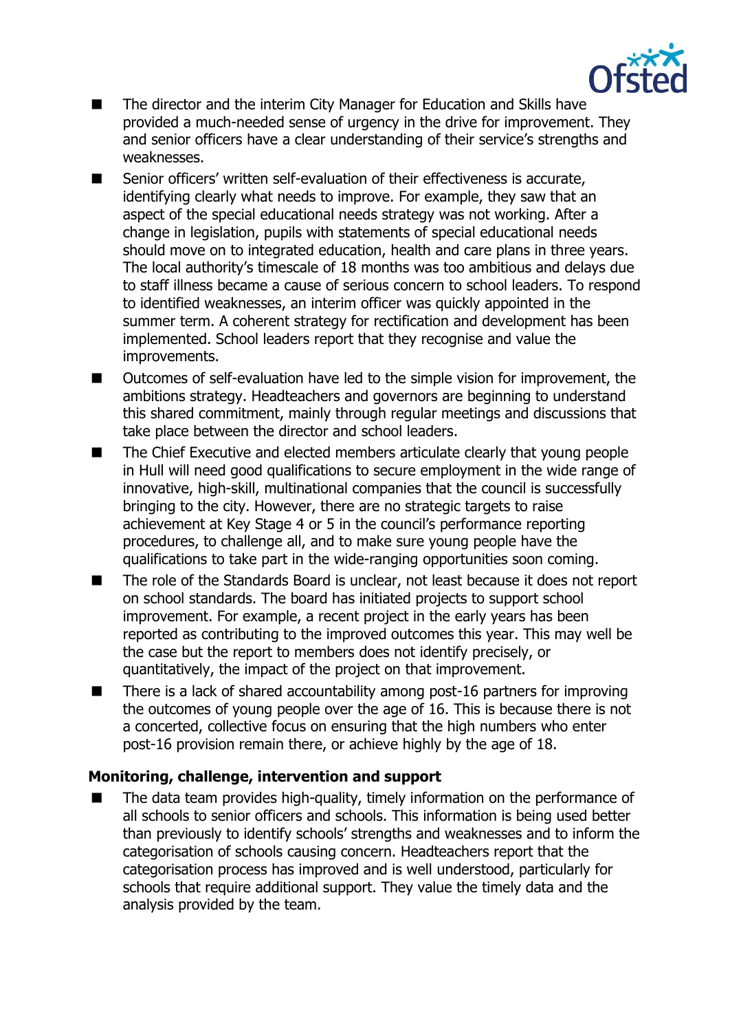- The director and the interim City Manager for Education and Skills have provided a much-needed sense of urgency in the drive for improvement. They and senior officers have a clear understanding of their service's strengths and weaknesses.
- Senior officers' written self-evaluation of their effectiveness is accurate, identifying clearly what needs to improve. For example, they saw that an aspect of the special educational needs strategy was not working. After a change in legislation, pupils with statements of special educational needs should move on to integrated education, health and care plans in three years. The local authority's timescale of 18 months was too ambitious and delays due to staff illness became a cause of serious concern to school leaders. To respond to identified weaknesses, an interim officer was quickly appointed in the summer term. A coherent strategy for rectification and development has been implemented. School leaders report that they recognise and value the improvements.
- Outcomes of self-evaluation have led to the simple vision for improvement, the ambitions strategy. Headteachers and governors are beginning to understand this shared commitment, mainly through regular meetings and discussions that take place between the director and school leaders.
- The Chief Executive and elected members articulate clearly that young people in Hull will need good qualifications to secure employment in the wide range of innovative, high-skill, multinational companies that the council is successfully bringing to the city. However, there are no strategic targets to raise achievement at Key Stage 4 or 5 in the council's performance reporting procedures, to challenge all, and to make sure young people have the qualifications to take part in the wide-ranging opportunities soon coming.
- The role of the Standards Board is unclear, not least because it does not report on school standards. The board has initiated projects to support school improvement. For example, a recent project in the early years has been reported as contributing to the improved outcomes this year. This may well be the case but the report to members does not identify precisely, or quantitatively, the impact of the project on that improvement.
- There is a lack of shared accountability among post-16 partners for improving the outcomes of young people over the age of 16. This is because there is not a concerted, collective focus on ensuring that the high numbers who enter post-16 provision remain there, or achieve highly by the age of 18.

### Monitoring, challenge, intervention and support

- The data team provides high-quality, timely information on the performance of all schools to senior officers and schools. This information is being used better than previously to identify schools' strengths and weaknesses and to inform the categorisation of schools causing concern. Headteachers report that the categorisation process has improved and is well understood, particularly for schools that require additional support. They value the timely data and the analysis provided by the team.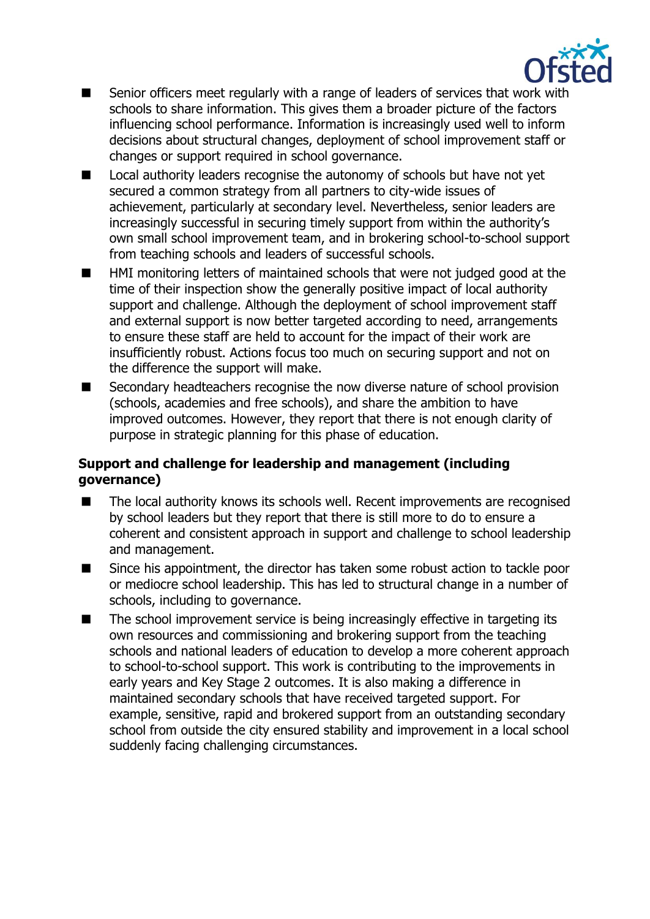- Senior officers meet regularly with a range of leaders of services that work with schools to share information. This gives them a broader picture of the factors influencing school performance. Information is increasingly used well to inform decisions about structural changes, deployment of school improvement staff or changes or support required in school governance.
- Local authority leaders recognise the autonomy of schools but have not yet secured a common strategy from all partners to city-wide issues of achievement, particularly at secondary level. Nevertheless, senior leaders are increasingly successful in securing timely support from within the authority's own small school improvement team, and in brokering school-to-school support from teaching schools and leaders of successful schools.
- HMI monitoring letters of maintained schools that were not judged good at the time of their inspection show the generally positive impact of local authority support and challenge. Although the deployment of school improvement staff and external support is now better targeted according to need, arrangements to ensure these staff are held to account for the impact of their work are insufficiently robust. Actions focus too much on securing support and not on the difference the support will make.
- Secondary headteachers recognise the now diverse nature of school provision (schools, academies and free schools), and share the ambition to have improved outcomes. However, they report that there is not enough clarity of purpose in strategic planning for this phase of education.

**Support and challenge for leadership and management (including governance)**

- The local authority knows its schools well. Recent improvements are recognised by school leaders but they report that there is still more to do to ensure a coherent and consistent approach in support and challenge to school leadership and management.
- Since his appointment, the director has taken some robust action to tackle poor or mediocre school leadership. This has led to structural change in a number of schools, including to governance.
- The school improvement service is being increasingly effective in targeting its own resources and commissioning and brokering support from the teaching schools and national leaders of education to develop a more coherent approach to school-to-school support. This work is contributing to the improvements in early years and Key Stage 2 outcomes. It is also making a difference in maintained secondary schools that have received targeted support. For example, sensitive, rapid and brokered support from an outstanding secondary school from outside the city ensured stability and improvement in a local school suddenly facing challenging circumstances.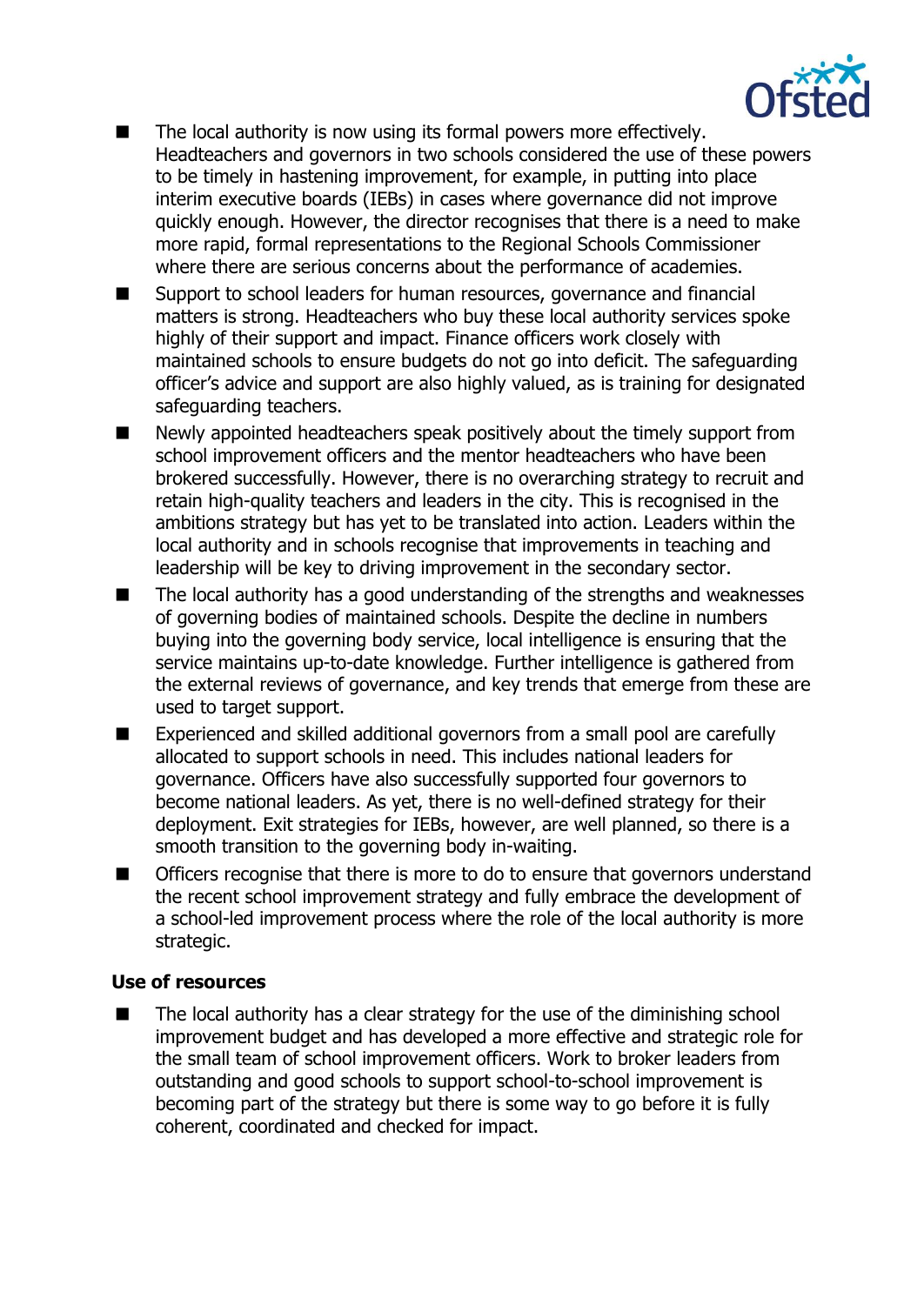- The local authority is now using its formal powers more effectively. Headteachers and governors in two schools considered the use of these powers to be timely in hastening improvement, for example, in putting into place interim executive boards (IEBs) in cases where governance did not improve quickly enough. However, the director recognises that there is a need to make more rapid, formal representations to the Regional Schools Commissioner where there are serious concerns about the performance of academies.
- Support to school leaders for human resources, governance and financial matters is strong. Headteachers who buy these local authority services spoke highly of their support and impact. Finance officers work closely with maintained schools to ensure budgets do not go into deficit. The safeguarding officer's advice and support are also highly valued, as is training for designated safeguarding teachers.
- Newly appointed headteachers speak positively about the timely support from school improvement officers and the mentor headteachers who have been brokered successfully. However, there is no overarching strategy to recruit and retain high-quality teachers and leaders in the city. This is recognised in the ambitions strategy but has yet to be translated into action. Leaders within the local authority and in schools recognise that improvements in teaching and leadership will be key to driving improvement in the secondary sector.
- The local authority has a good understanding of the strengths and weaknesses of governing bodies of maintained schools. Despite the decline in numbers buying into the governing body service, local intelligence is ensuring that the service maintains up-to-date knowledge. Further intelligence is gathered from the external reviews of governance, and key trends that emerge from these are used to target support.
- Experienced and skilled additional governors from a small pool are carefully allocated to support schools in need. This includes national leaders for governance. Officers have also successfully supported four governors to become national leaders. As yet, there is no well-defined strategy for their deployment. Exit strategies for IEBs, however, are well planned, so there is a smooth transition to the governing body in-waiting.
- Officers recognise that there is more to do to ensure that governors understand the recent school improvement strategy and fully embrace the development of a school-led improvement process where the role of the local authority is more strategic.

**Use of resources**

- The local authority has a clear strategy for the use of the diminishing school improvement budget and has developed a more effective and strategic role for the small team of school improvement officers. Work to broker leaders from outstanding and good schools to support school-to-school improvement is becoming part of the strategy but there is some way to go before it is fully coherent, coordinated and checked for impact.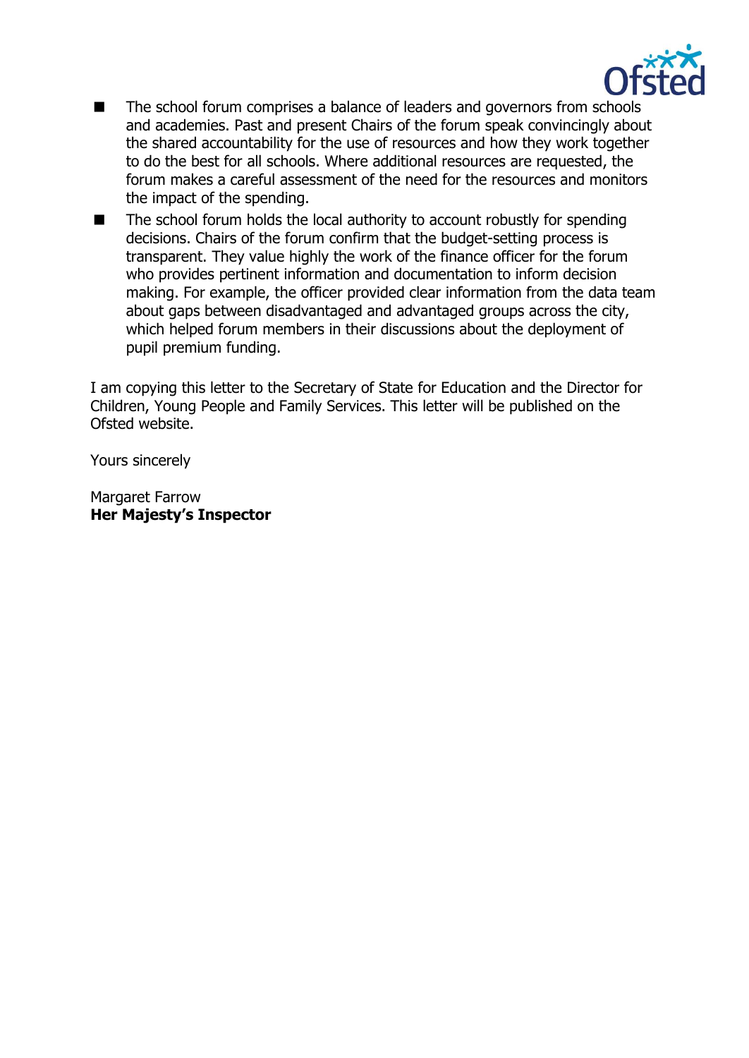- The school forum comprises a balance of leaders and governors from schools and academies. Past and present Chairs of the forum speak convincingly about the shared accountability for the use of resources and how they work together to do the best for all schools. Where additional resources are requested, the forum makes a careful assessment of the need for the resources and monitors the impact of the spending.
- The school forum holds the local authority to account robustly for spending decisions. Chairs of the forum confirm that the budget-setting process is transparent. They value highly the work of the finance officer for the forum who provides pertinent information and documentation to inform decision making. For example, the officer provided clear information from the data team about gaps between disadvantaged and advantaged groups across the city, which helped forum members in their discussions about the deployment of pupil premium funding.

I am copying this letter to the Secretary of State for Education and the Director for Children, Young People and Family Services. This letter will be published on the Ofsted website.

Yours sincerely

Margaret Farrow
**Her Majesty's Inspector**